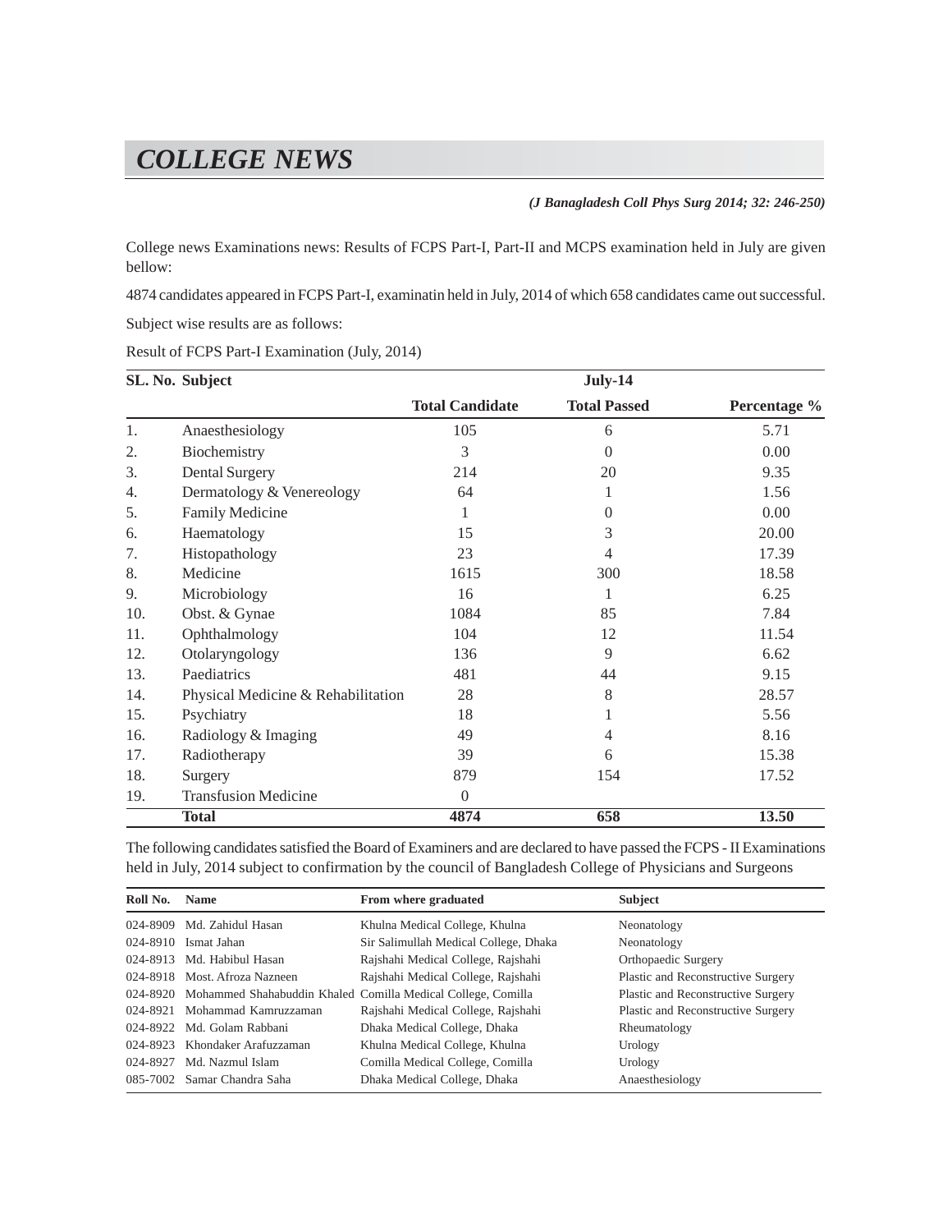# COLLEGE NEWS

College news Examinations news: Results of FCPS Part-I, Part-II and MCPS examination held in July are given bellow:

4874 candidates appeared in FCPS Part-I, examinatin held in July, 2014 of which 658 candidates came out successful.

Subject wise results are as follows:

Result of FCPS Part-I Examination (July, 2014)

| SL. No. | Subject | July-14 | | |
|---|---|---|---|---|
| | | Total Candidate | Total Passed | Percentage % |
| 1. | Anaesthesiology | 105 | 6 | 5.71 |
| 2. | Biochemistry | 3 | 0 | 0.00 |
| 3. | Dental Surgery | 214 | 20 | 9.35 |
| 4. | Dermatology & Venereology | 64 | 1 | 1.56 |
| 5. | Family Medicine | 1 | 0 | 0.00 |
| 6. | Haematology | 15 | 3 | 20.00 |
| 7. | Histopathology | 23 | 4 | 17.39 |
| 8. | Medicine | 1615 | 300 | 18.58 |
| 9. | Microbiology | 16 | 1 | 6.25 |
| 10. | Obst. & Gynae | 1084 | 85 | 7.84 |
| 11. | Ophthalmology | 104 | 12 | 11.54 |
| 12. | Otolaryngology | 136 | 9 | 6.62 |
| 13. | Paediatrics | 481 | 44 | 9.15 |
| 14. | Physical Medicine & Rehabilitation | 28 | 8 | 28.57 |
| 15. | Psychiatry | 18 | 1 | 5.56 |
| 16. | Radiology & Imaging | 49 | 4 | 8.16 |
| 17. | Radiotherapy | 39 | 6 | 15.38 |
| 18. | Surgery | 879 | 154 | 17.52 |
| 19. | Transfusion Medicine | 0 | | |
| | **Total** | **4874** | **658** | **13.50** |

The following candidates satisfied the Board of Examiners and are declared to have passed the FCPS - II Examinations held in July, 2014 subject to confirmation by the council of Bangladesh College of Physicians and Surgeons

| Roll No. | Name | From where graduated | Subject |
|---|---|---|---|
| 024-8909 | Md. Zahidul Hasan | Khulna Medical College, Khulna | Neonatology |
| 024-8910 | Ismat Jahan | Sir Salimullah Medical College, Dhaka | Neonatology |
| 024-8913 | Md. Habibul Hasan | Rajshahi Medical College, Rajshahi | Orthopaedic Surgery |
| 024-8918 | Most. Afroza Nazneen | Rajshahi Medical College, Rajshahi | Plastic and Reconstructive Surgery |
| 024-8920 | Mohammed Shahabuddin Khaled | Comilla Medical College, Comilla | Plastic and Reconstructive Surgery |
| 024-8921 | Mohammad Kamruzzaman | Rajshahi Medical College, Rajshahi | Plastic and Reconstructive Surgery |
| 024-8922 | Md. Golam Rabbani | Dhaka Medical College, Dhaka | Rheumatology |
| 024-8923 | Khondaker Arafuzzaman | Khulna Medical College, Khulna | Urology |
| 024-8927 | Md. Nazmul Islam | Comilla Medical College, Comilla | Urology |
| 085-7002 | Samar Chandra Saha | Dhaka Medical College, Dhaka | Anaesthesiology |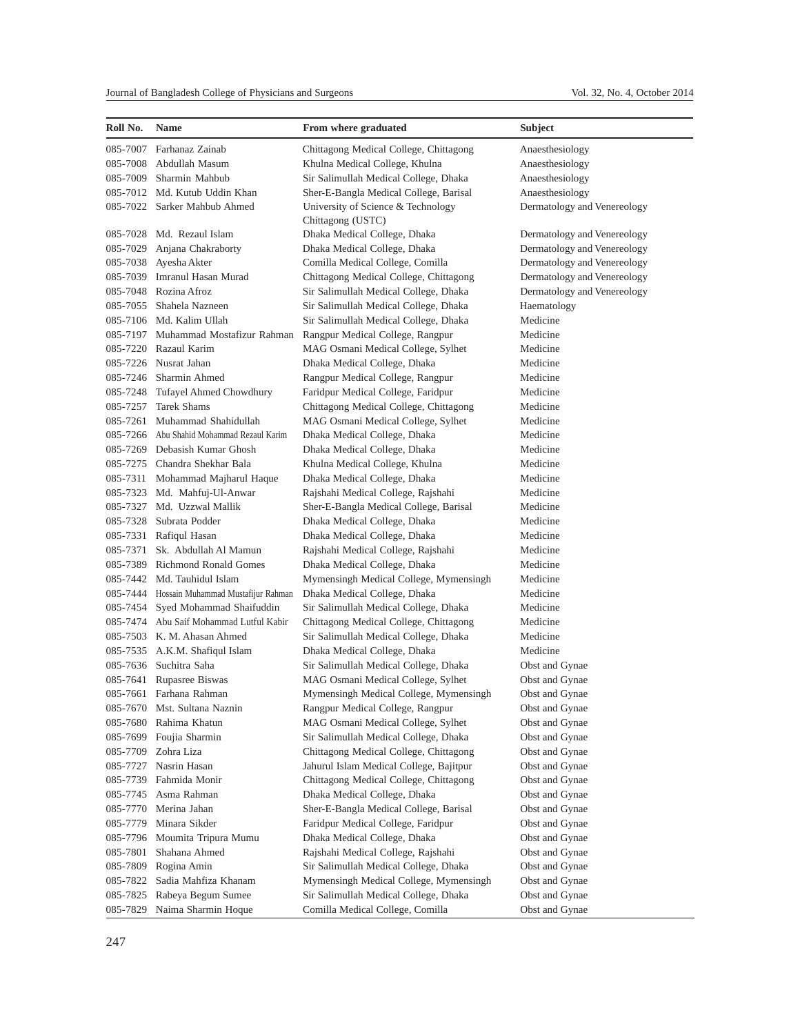| Roll No. | Name | From where graduated | Subject |
|---|---|---|---|
| 085-7007 | Farhanaz Zainab | Chittagong Medical College, Chittagong | Anaesthesiology |
| 085-7008 | Abdullah Masum | Khulna Medical College, Khulna | Anaesthesiology |
| 085-7009 | Sharmin Mahbub | Sir Salimullah Medical College, Dhaka | Anaesthesiology |
| 085-7012 | Md. Kutub Uddin Khan | Sher-E-Bangla Medical College, Barisal | Anaesthesiology |
| 085-7022 | Sarker Mahbub Ahmed | University of Science & Technology Chittagong (USTC) | Dermatology and Venereology |
| 085-7028 | Md. Rezaul Islam | Dhaka Medical College, Dhaka | Dermatology and Venereology |
| 085-7029 | Anjana Chakraborty | Dhaka Medical College, Dhaka | Dermatology and Venereology |
| 085-7038 | Ayesha Akter | Comilla Medical College, Comilla | Dermatology and Venereology |
| 085-7039 | Imranul Hasan Murad | Chittagong Medical College, Chittagong | Dermatology and Venereology |
| 085-7048 | Rozina Afroz | Sir Salimullah Medical College, Dhaka | Dermatology and Venereology |
| 085-7055 | Shahela Nazneen | Sir Salimullah Medical College, Dhaka | Haematology |
| 085-7106 | Md. Kalim Ullah | Sir Salimullah Medical College, Dhaka | Medicine |
| 085-7197 | Muhammad Mostafizur Rahman | Rangpur Medical College, Rangpur | Medicine |
| 085-7220 | Razaul Karim | MAG Osmani Medical College, Sylhet | Medicine |
| 085-7226 | Nusrat Jahan | Dhaka Medical College, Dhaka | Medicine |
| 085-7246 | Sharmin Ahmed | Rangpur Medical College, Rangpur | Medicine |
| 085-7248 | Tufayel Ahmed Chowdhury | Faridpur Medical College, Faridpur | Medicine |
| 085-7257 | Tarek Shams | Chittagong Medical College, Chittagong | Medicine |
| 085-7261 | Muhammad Shahidullah | MAG Osmani Medical College, Sylhet | Medicine |
| 085-7266 | Abu Shahid Mohammad Rezaul Karim | Dhaka Medical College, Dhaka | Medicine |
| 085-7269 | Debasish Kumar Ghosh | Dhaka Medical College, Dhaka | Medicine |
| 085-7275 | Chandra Shekhar Bala | Khulna Medical College, Khulna | Medicine |
| 085-7311 | Mohammad Majharul Haque | Dhaka Medical College, Dhaka | Medicine |
| 085-7323 | Md. Mahfuj-Ul-Anwar | Rajshahi Medical College, Rajshahi | Medicine |
| 085-7327 | Md. Uzzwal Mallik | Sher-E-Bangla Medical College, Barisal | Medicine |
| 085-7328 | Subrata Podder | Dhaka Medical College, Dhaka | Medicine |
| 085-7331 | Rafiqul Hasan | Dhaka Medical College, Dhaka | Medicine |
| 085-7371 | Sk. Abdullah Al Mamun | Rajshahi Medical College, Rajshahi | Medicine |
| 085-7389 | Richmond Ronald Gomes | Dhaka Medical College, Dhaka | Medicine |
| 085-7442 | Md. Tauhidul Islam | Mymensingh Medical College, Mymensingh | Medicine |
| 085-7444 | Hossain Muhammad Mustafijur Rahman | Dhaka Medical College, Dhaka | Medicine |
| 085-7454 | Syed Mohammad Shaifuddin | Sir Salimullah Medical College, Dhaka | Medicine |
| 085-7474 | Abu Saif Mohammad Lutful Kabir | Chittagong Medical College, Chittagong | Medicine |
| 085-7503 | K. M. Ahasan Ahmed | Sir Salimullah Medical College, Dhaka | Medicine |
| 085-7535 | A.K.M. Shafiqul Islam | Dhaka Medical College, Dhaka | Medicine |
| 085-7636 | Suchitra Saha | Sir Salimullah Medical College, Dhaka | Obst and Gynae |
| 085-7641 | Rupasree Biswas | MAG Osmani Medical College, Sylhet | Obst and Gynae |
| 085-7661 | Farhana Rahman | Mymensingh Medical College, Mymensingh | Obst and Gynae |
| 085-7670 | Mst. Sultana Naznin | Rangpur Medical College, Rangpur | Obst and Gynae |
| 085-7680 | Rahima Khatun | MAG Osmani Medical College, Sylhet | Obst and Gynae |
| 085-7699 | Foujia Sharmin | Sir Salimullah Medical College, Dhaka | Obst and Gynae |
| 085-7709 | Zohra Liza | Chittagong Medical College, Chittagong | Obst and Gynae |
| 085-7727 | Nasrin Hasan | Jahurul Islam Medical College, Bajitpur | Obst and Gynae |
| 085-7739 | Fahmida Monir | Chittagong Medical College, Chittagong | Obst and Gynae |
| 085-7745 | Asma Rahman | Dhaka Medical College, Dhaka | Obst and Gynae |
| 085-7770 | Merina Jahan | Sher-E-Bangla Medical College, Barisal | Obst and Gynae |
| 085-7779 | Minara Sikder | Faridpur Medical College, Faridpur | Obst and Gynae |
| 085-7796 | Moumita Tripura Mumu | Dhaka Medical College, Dhaka | Obst and Gynae |
| 085-7801 | Shahana Ahmed | Rajshahi Medical College, Rajshahi | Obst and Gynae |
| 085-7809 | Rogina Amin | Sir Salimullah Medical College, Dhaka | Obst and Gynae |
| 085-7822 | Sadia Mahfiza Khanam | Mymensingh Medical College, Mymensingh | Obst and Gynae |
| 085-7825 | Rabeya Begum Sumee | Sir Salimullah Medical College, Dhaka | Obst and Gynae |
| 085-7829 | Naima Sharmin Hoque | Comilla Medical College, Comilla | Obst and Gynae |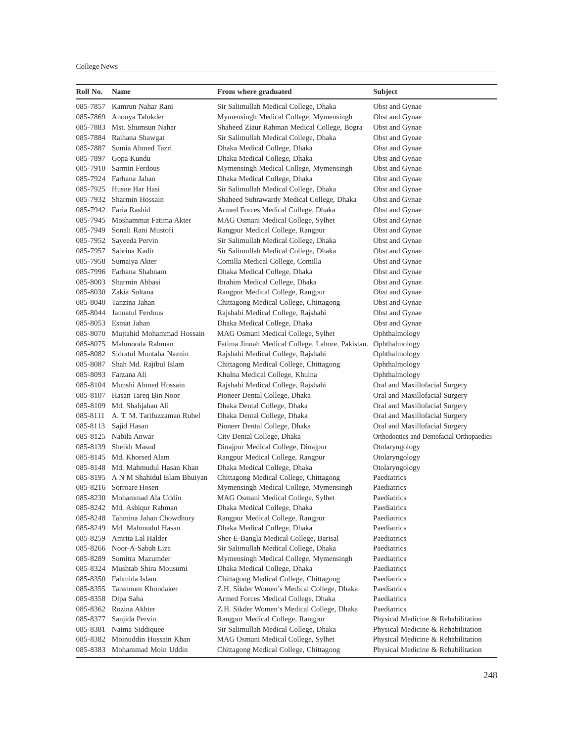| Roll No. | Name | From where graduated | Subject |
|---|---|---|---|
| 085-7857 | Kamrun Nahar Rani | Sir Salimullah Medical College, Dhaka | Obst and Gynae |
| 085-7869 | Anonya Talukder | Mymensingh Medical College, Mymensingh | Obst and Gynae |
| 085-7883 | Mst. Shumsun Nahar | Shaheed Ziaur Rahman Medical College, Bogra | Obst and Gynae |
| 085-7884 | Raihana Shawgat | Sir Salimullah Medical College, Dhaka | Obst and Gynae |
| 085-7887 | Sumia Ahmed Tazri | Dhaka Medical College, Dhaka | Obst and Gynae |
| 085-7897 | Gopa Kundu | Dhaka Medical College, Dhaka | Obst and Gynae |
| 085-7910 | Sarmin Ferdous | Mymensingh Medical College, Mymensingh | Obst and Gynae |
| 085-7924 | Farhana Jahan | Dhaka Medical College, Dhaka | Obst and Gynae |
| 085-7925 | Husne Har Hasi | Sir Salimullah Medical College, Dhaka | Obst and Gynae |
| 085-7932 | Sharmin Hossain | Shaheed Suhrawardy Medical College, Dhaka | Obst and Gynae |
| 085-7942 | Faria Rashid | Armed Forces Medical College, Dhaka | Obst and Gynae |
| 085-7945 | Moshammat Fatima Akter | MAG Osmani Medical College, Sylhet | Obst and Gynae |
| 085-7949 | Sonali Rani Mustofi | Rangpur Medical College, Rangpur | Obst and Gynae |
| 085-7952 | Sayeeda Pervin | Sir Salimullah Medical College, Dhaka | Obst and Gynae |
| 085-7957 | Sabrina Kadir | Sir Salimullah Medical College, Dhaka | Obst and Gynae |
| 085-7958 | Sumaiya Akter | Comilla Medical College, Comilla | Obst and Gynae |
| 085-7996 | Farhana Shabnam | Dhaka Medical College, Dhaka | Obst and Gynae |
| 085-8003 | Sharmin Abbasi | Ibrahim Medical College, Dhaka | Obst and Gynae |
| 085-8030 | Zakia Sultana | Rangpur Medical College, Rangpur | Obst and Gynae |
| 085-8040 | Tanzina Jahan | Chittagong Medical College, Chittagong | Obst and Gynae |
| 085-8044 | Jannatul Ferdous | Rajshahi Medical College, Rajshahi | Obst and Gynae |
| 085-8053 | Esmat Jahan | Dhaka Medical College, Dhaka | Obst and Gynae |
| 085-8070 | Mujtahid Mohammad Hossain | MAG Osmani Medical College, Sylhet | Ophthalmology |
| 085-8075 | Mahmooda Rahman | Fatima Jinnah Medical College, Lahore, Pakistan. | Ophthalmology |
| 085-8082 | Sidratul Muntaha Naznin | Rajshahi Medical College, Rajshahi | Ophthalmology |
| 085-8087 | Shah Md. Rajibul Islam | Chittagong Medical College, Chittagong | Ophthalmology |
| 085-8093 | Farzana Ali | Khulna Medical College, Khulna | Ophthalmology |
| 085-8104 | Munshi Ahmed Hossain | Rajshahi Medical College, Rajshahi | Oral and Maxillofacial Surgery |
| 085-8107 | Hasan Tareq Bin Noor | Pioneer Dental College, Dhaka | Oral and Maxillofacial Surgery |
| 085-8109 | Md. Shahjahan Ali | Dhaka Dental College, Dhaka | Oral and Maxillofacial Surgery |
| 085-8111 | A. T. M. Tarifuzzaman Rubel | Dhaka Dental College, Dhaka | Oral and Maxillofacial Surgery |
| 085-8113 | Sajid Hasan | Pioneer Dental College, Dhaka | Oral and Maxillofacial Surgery |
| 085-8125 | Nabila Anwar | City Dental College, Dhaka | Orthodontics and Dentofacial Orthopaedics |
| 085-8139 | Sheikh Masud | Dinajpur Medical College, Dinajpur | Otolaryngology |
| 085-8145 | Md. Khorsed Alam | Rangpur Medical College, Rangpur | Otolaryngology |
| 085-8148 | Md. Mahmudul Hasan Khan | Dhaka Medical College, Dhaka | Otolaryngology |
| 085-8195 | A N M Shahidul Islam Bhuiyan | Chittagong Medical College, Chittagong | Paediatrics |
| 085-8216 | Sorroare Hosen | Mymensingh Medical College, Mymensingh | Paediatrics |
| 085-8230 | Mohammad Ala Uddin | MAG Osmani Medical College, Sylhet | Paediatrics |
| 085-8242 | Md. Ashiqur Rahman | Dhaka Medical College, Dhaka | Paediatrics |
| 085-8248 | Tahmina Jahan Chowdhury | Rangpur Medical College, Rangpur | Paediatrics |
| 085-8249 | Md Mahmudul Hasan | Dhaka Medical College, Dhaka | Paediatrics |
| 085-8259 | Amrita Lal Halder | Sher-E-Bangla Medical College, Barisal | Paediatrics |
| 085-8266 | Noor-A-Sabah Liza | Sir Salimullah Medical College, Dhaka | Paediatrics |
| 085-8289 | Sumitra Mazumder | Mymensingh Medical College, Mymensingh | Paediatrics |
| 085-8324 | Mushtab Shira Mousumi | Dhaka Medical College, Dhaka | Paediatrics |
| 085-8350 | Fahmida Islam | Chittagong Medical College, Chittagong | Paediatrics |
| 085-8355 | Tarannum Khondaker | Z.H. Sikder Women's Medical College, Dhaka | Paediatrics |
| 085-8358 | Dipa Saha | Armed Forces Medical College, Dhaka | Paediatrics |
| 085-8362 | Rozina Akhter | Z.H. Sikder Women's Medical College, Dhaka | Paediatrics |
| 085-8377 | Sanjida Pervin | Rangpur Medical College, Rangpur | Physical Medicine & Rehabilitation |
| 085-8381 | Naima Siddiquee | Sir Salimullah Medical College, Dhaka | Physical Medicine & Rehabilitation |
| 085-8382 | Moinuddin Hossain Khan | MAG Osmani Medical College, Sylhet | Physical Medicine & Rehabilitation |
| 085-8383 | Mohammad Moin Uddin | Chittagong Medical College, Chittagong | Physical Medicine & Rehabilitation |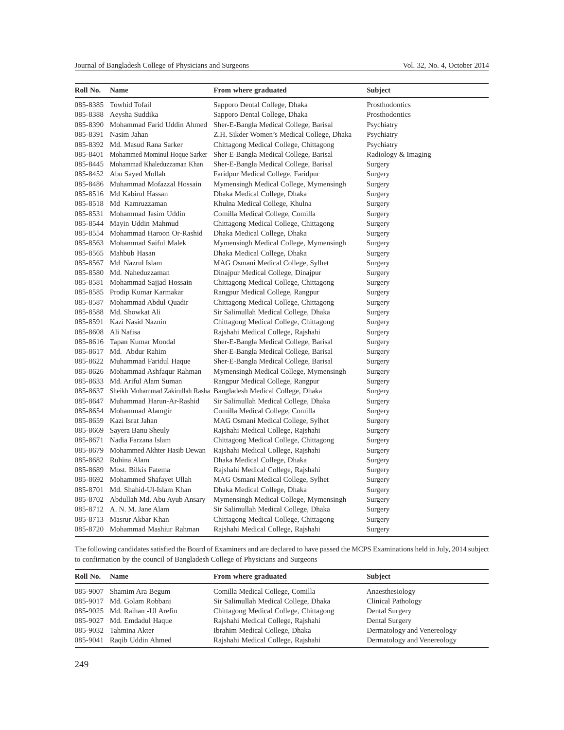| Roll No. | Name | From where graduated | Subject |
|---|---|---|---|
| 085-8385 | Towhid Tofail | Sapporo Dental College, Dhaka | Prosthodontics |
| 085-8388 | Aeysha Suddika | Sapporo Dental College, Dhaka | Prosthodontics |
| 085-8390 | Mohammad Farid Uddin Ahmed | Sher-E-Bangla Medical College, Barisal | Psychiatry |
| 085-8391 | Nasim Jahan | Z.H. Sikder Women's Medical College, Dhaka | Psychiatry |
| 085-8392 | Md. Masud Rana Sarker | Chittagong Medical College, Chittagong | Psychiatry |
| 085-8401 | Mohammed Mominul Hoque Sarker | Sher-E-Bangla Medical College, Barisal | Radiology & Imaging |
| 085-8445 | Mohammad Khaleduzzaman Khan | Sher-E-Bangla Medical College, Barisal | Surgery |
| 085-8452 | Abu Sayed Mollah | Faridpur Medical College, Faridpur | Surgery |
| 085-8486 | Muhammad Mofazzal Hossain | Mymensingh Medical College, Mymensingh | Surgery |
| 085-8516 | Md Kabirul Hassan | Dhaka Medical College, Dhaka | Surgery |
| 085-8518 | Md Kamruzzaman | Khulna Medical College, Khulna | Surgery |
| 085-8531 | Mohammad Jasim Uddin | Comilla Medical College, Comilla | Surgery |
| 085-8544 | Mayin Uddin Mahmud | Chittagong Medical College, Chittagong | Surgery |
| 085-8554 | Mohammad Haroon Or-Rashid | Dhaka Medical College, Dhaka | Surgery |
| 085-8563 | Mohammad Saiful Malek | Mymensingh Medical College, Mymensingh | Surgery |
| 085-8565 | Mahbub Hasan | Dhaka Medical College, Dhaka | Surgery |
| 085-8567 | Md Nazrul Islam | MAG Osmani Medical College, Sylhet | Surgery |
| 085-8580 | Md. Naheduzzaman | Dinajpur Medical College, Dinajpur | Surgery |
| 085-8581 | Mohammad Sajjad Hossain | Chittagong Medical College, Chittagong | Surgery |
| 085-8585 | Prodip Kumar Karmakar | Rangpur Medical College, Rangpur | Surgery |
| 085-8587 | Mohammad Abdul Quadir | Chittagong Medical College, Chittagong | Surgery |
| 085-8588 | Md. Showkat Ali | Sir Salimullah Medical College, Dhaka | Surgery |
| 085-8591 | Kazi Nasid Naznin | Chittagong Medical College, Chittagong | Surgery |
| 085-8608 | Ali Nafisa | Rajshahi Medical College, Rajshahi | Surgery |
| 085-8616 | Tapan Kumar Mondal | Sher-E-Bangla Medical College, Barisal | Surgery |
| 085-8617 | Md. Abdur Rahim | Sher-E-Bangla Medical College, Barisal | Surgery |
| 085-8622 | Muhammad Faridul Haque | Sher-E-Bangla Medical College, Barisal | Surgery |
| 085-8626 | Mohammad Ashfaqur Rahman | Mymensingh Medical College, Mymensingh | Surgery |
| 085-8633 | Md. Ariful Alam Suman | Rangpur Medical College, Rangpur | Surgery |
| 085-8637 | Sheikh Mohammad Zakirullah Rasha | Bangladesh Medical College, Dhaka | Surgery |
| 085-8647 | Muhammad Harun-Ar-Rashid | Sir Salimullah Medical College, Dhaka | Surgery |
| 085-8654 | Mohammad Alamgir | Comilla Medical College, Comilla | Surgery |
| 085-8659 | Kazi Israt Jahan | MAG Osmani Medical College, Sylhet | Surgery |
| 085-8669 | Sayera Banu Sheuly | Rajshahi Medical College, Rajshahi | Surgery |
| 085-8671 | Nadia Farzana Islam | Chittagong Medical College, Chittagong | Surgery |
| 085-8679 | Mohammed Akhter Hasib Dewan | Rajshahi Medical College, Rajshahi | Surgery |
| 085-8682 | Ruhina Alam | Dhaka Medical College, Dhaka | Surgery |
| 085-8689 | Most. Bilkis Fatema | Rajshahi Medical College, Rajshahi | Surgery |
| 085-8692 | Mohammed Shafayet Ullah | MAG Osmani Medical College, Sylhet | Surgery |
| 085-8701 | Md. Shahid-Ul-Islam Khan | Dhaka Medical College, Dhaka | Surgery |
| 085-8702 | Abdullah Md. Abu Ayub Ansary | Mymensingh Medical College, Mymensingh | Surgery |
| 085-8712 | A. N. M. Jane Alam | Sir Salimullah Medical College, Dhaka | Surgery |
| 085-8713 | Masrur Akbar Khan | Chittagong Medical College, Chittagong | Surgery |
| 085-8720 | Mohammad Mashiur Rahman | Rajshahi Medical College, Rajshahi | Surgery |

The following candidates satisfied the Board of Examiners and are declared to have passed the MCPS Examinations held in July, 2014 subject to confirmation by the council of Bangladesh College of Physicians and Surgeons

| Roll No. | Name | From where graduated | Subject |
|---|---|---|---|
| 085-9007 | Shamim Ara Begum | Comilla Medical College, Comilla | Anaesthesiology |
| 085-9017 | Md. Golam Robbani | Sir Salimullah Medical College, Dhaka | Clinical Pathology |
| 085-9025 | Md. Raihan -Ul Arefin | Chittagong Medical College, Chittagong | Dental Surgery |
| 085-9027 | Md. Emdadul Haque | Rajshahi Medical College, Rajshahi | Dental Surgery |
| 085-9032 | Tahmina Akter | Ibrahim Medical College, Dhaka | Dermatology and Venereology |
| 085-9041 | Raqib Uddin Ahmed | Rajshahi Medical College, Rajshahi | Dermatology and Venereology |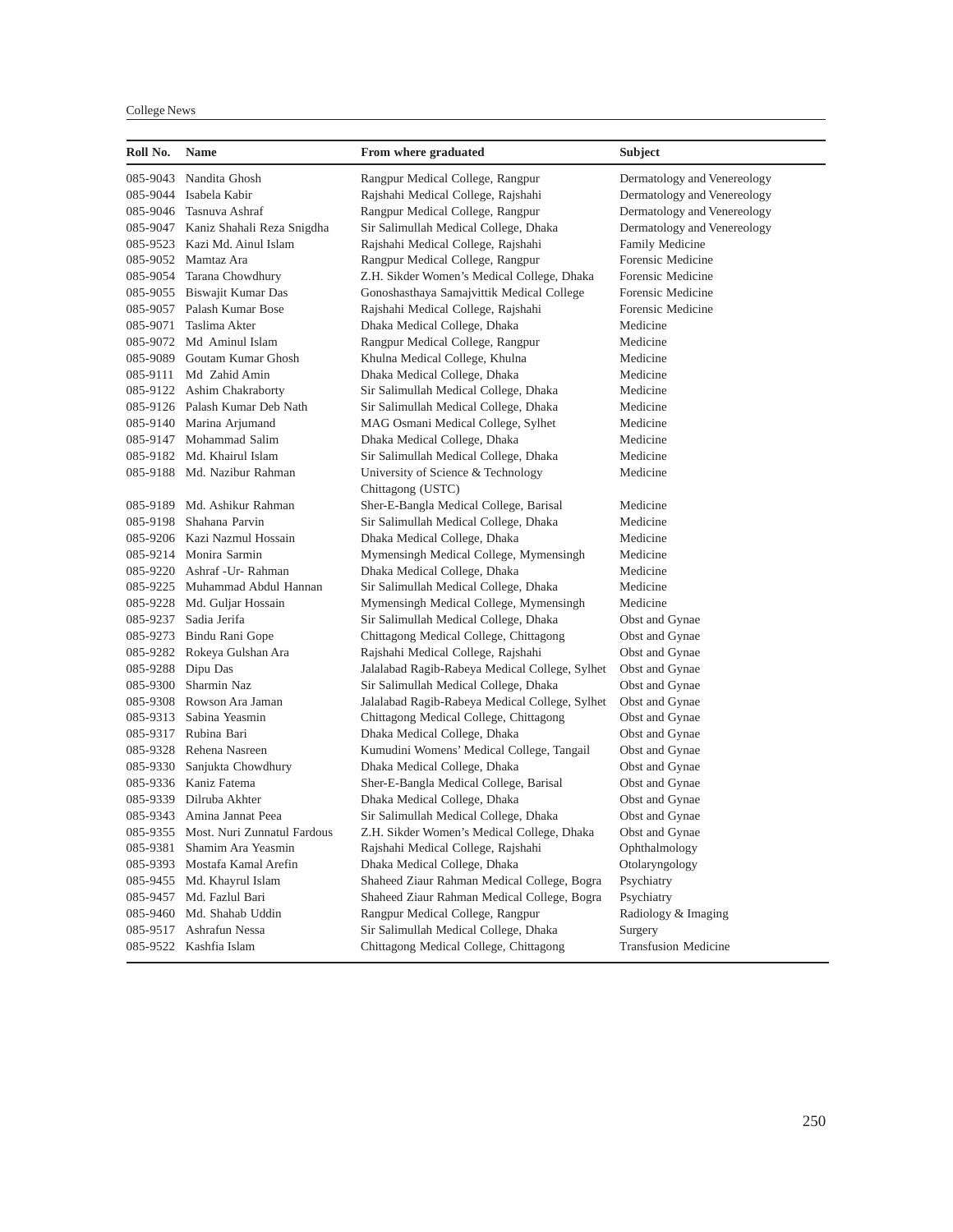| Roll No. | Name | From where graduated | Subject |
|---|---|---|---|
| 085-9043 | Nandita Ghosh | Rangpur Medical College, Rangpur | Dermatology and Venereology |
| 085-9044 | Isabela Kabir | Rajshahi Medical College, Rajshahi | Dermatology and Venereology |
| 085-9046 | Tasnuva Ashraf | Rangpur Medical College, Rangpur | Dermatology and Venereology |
| 085-9047 | Kaniz Shahali Reza Snigdha | Sir Salimullah Medical College, Dhaka | Dermatology and Venereology |
| 085-9523 | Kazi Md. Ainul Islam | Rajshahi Medical College, Rajshahi | Family Medicine |
| 085-9052 | Mamtaz Ara | Rangpur Medical College, Rangpur | Forensic Medicine |
| 085-9054 | Tarana Chowdhury | Z.H. Sikder Women's Medical College, Dhaka | Forensic Medicine |
| 085-9055 | Biswajit Kumar Das | Gonoshasthaya Samajvittik Medical College | Forensic Medicine |
| 085-9057 | Palash Kumar Bose | Rajshahi Medical College, Rajshahi | Forensic Medicine |
| 085-9071 | Taslima Akter | Dhaka Medical College, Dhaka | Medicine |
| 085-9072 | Md Aminul Islam | Rangpur Medical College, Rangpur | Medicine |
| 085-9089 | Goutam Kumar Ghosh | Khulna Medical College, Khulna | Medicine |
| 085-9111 | Md Zahid Amin | Dhaka Medical College, Dhaka | Medicine |
| 085-9122 | Ashim Chakraborty | Sir Salimullah Medical College, Dhaka | Medicine |
| 085-9126 | Palash Kumar Deb Nath | Sir Salimullah Medical College, Dhaka | Medicine |
| 085-9140 | Marina Arjumand | MAG Osmani Medical College, Sylhet | Medicine |
| 085-9147 | Mohammad Salim | Dhaka Medical College, Dhaka | Medicine |
| 085-9182 | Md. Khairul Islam | Sir Salimullah Medical College, Dhaka | Medicine |
| 085-9188 | Md. Nazibur Rahman | University of Science & Technology Chittagong (USTC) | Medicine |
| 085-9189 | Md. Ashikur Rahman | Sher-E-Bangla Medical College, Barisal | Medicine |
| 085-9198 | Shahana Parvin | Sir Salimullah Medical College, Dhaka | Medicine |
| 085-9206 | Kazi Nazmul Hossain | Dhaka Medical College, Dhaka | Medicine |
| 085-9214 | Monira Sarmin | Mymensingh Medical College, Mymensingh | Medicine |
| 085-9220 | Ashraf -Ur- Rahman | Dhaka Medical College, Dhaka | Medicine |
| 085-9225 | Muhammad Abdul Hannan | Sir Salimullah Medical College, Dhaka | Medicine |
| 085-9228 | Md. Guljar Hossain | Mymensingh Medical College, Mymensingh | Medicine |
| 085-9237 | Sadia Jerifa | Sir Salimullah Medical College, Dhaka | Obst and Gynae |
| 085-9273 | Bindu Rani Gope | Chittagong Medical College, Chittagong | Obst and Gynae |
| 085-9282 | Rokeya Gulshan Ara | Rajshahi Medical College, Rajshahi | Obst and Gynae |
| 085-9288 | Dipu Das | Jalalabad Ragib-Rabeya Medical College, Sylhet | Obst and Gynae |
| 085-9300 | Sharmin Naz | Sir Salimullah Medical College, Dhaka | Obst and Gynae |
| 085-9308 | Rowson Ara Jaman | Jalalabad Ragib-Rabeya Medical College, Sylhet | Obst and Gynae |
| 085-9313 | Sabina Yeasmin | Chittagong Medical College, Chittagong | Obst and Gynae |
| 085-9317 | Rubina Bari | Dhaka Medical College, Dhaka | Obst and Gynae |
| 085-9328 | Rehena Nasreen | Kumudini Womens' Medical College, Tangail | Obst and Gynae |
| 085-9330 | Sanjukta Chowdhury | Dhaka Medical College, Dhaka | Obst and Gynae |
| 085-9336 | Kaniz Fatema | Sher-E-Bangla Medical College, Barisal | Obst and Gynae |
| 085-9339 | Dilruba Akhter | Dhaka Medical College, Dhaka | Obst and Gynae |
| 085-9343 | Amina Jannat Peea | Sir Salimullah Medical College, Dhaka | Obst and Gynae |
| 085-9355 | Most. Nuri Zunnatul Fardous | Z.H. Sikder Women's Medical College, Dhaka | Obst and Gynae |
| 085-9381 | Shamim Ara Yeasmin | Rajshahi Medical College, Rajshahi | Ophthalmology |
| 085-9393 | Mostafa Kamal Arefin | Dhaka Medical College, Dhaka | Otolaryngology |
| 085-9455 | Md. Khayrul Islam | Shaheed Ziaur Rahman Medical College, Bogra | Psychiatry |
| 085-9457 | Md. Fazlul Bari | Shaheed Ziaur Rahman Medical College, Bogra | Psychiatry |
| 085-9460 | Md. Shahab Uddin | Rangpur Medical College, Rangpur | Radiology & Imaging |
| 085-9517 | Ashrafun Nessa | Sir Salimullah Medical College, Dhaka | Surgery |
| 085-9522 | Kashfia Islam | Chittagong Medical College, Chittagong | Transfusion Medicine |